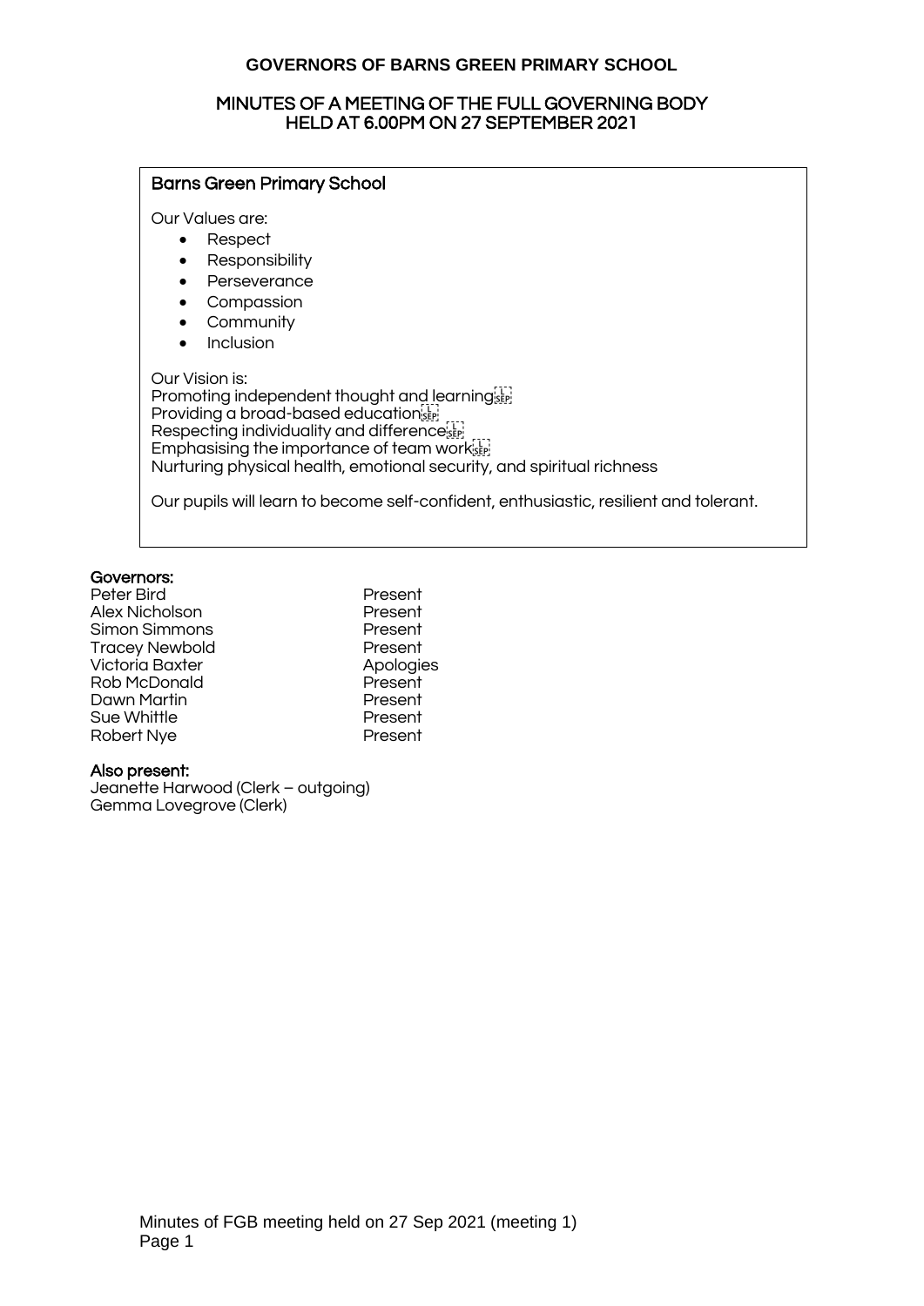# GOVERNORS OF BARNS GREEN PRIMARY SCHOOL

## MINUTES OF A MEETING OF THE FULL GOVERNING BODY HELD AT 6.00PM ON 27 SEPTEMBER 2021

### Barns Green Primary School

Our Values are:

- Respect
- Responsibility
- Perseverance
- Compassion
- Community
- Inclusion

Our Vision is:
Promoting independent thought and learning
Providing a broad-based education
Respecting individuality and difference
Emphasising the importance of team work
Nurturing physical health, emotional security, and spiritual richness

Our pupils will learn to become self-confident, enthusiastic, resilient and tolerant.

### Governors:

| | |
|---|---|
| Peter Bird | Present |
| Alex Nicholson | Present |
| Simon Simmons | Present |
| Tracey Newbold | Present |
| Victoria Baxter | Apologies |
| Rob McDonald | Present |
| Dawn Martin | Present |
| Sue Whittle | Present |
| Robert Nye | Present |

### Also present:

Jeanette Harwood (Clerk – outgoing)
Gemma Lovegrove (Clerk)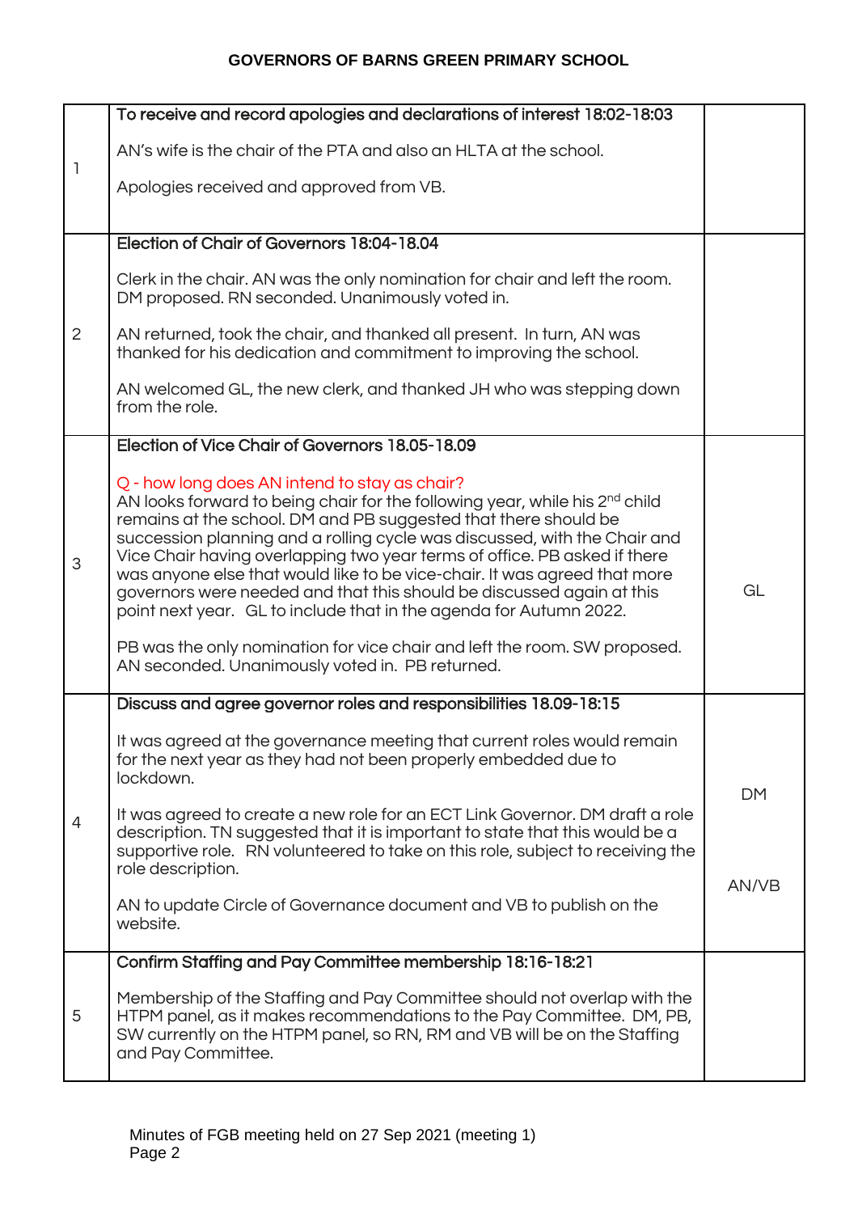**GOVERNORS OF BARNS GREEN PRIMARY SCHOOL**

| | | |
|---|---|---|
| 1 | To receive and record apologies and declarations of interest 18:02-18:03<br><br>AN's wife is the chair of the PTA and also an HLTA at the school.<br><br>Apologies received and approved from VB. | |
| 2 | Election of Chair of Governors 18:04-18.04<br><br>Clerk in the chair. AN was the only nomination for chair and left the room. DM proposed. RN seconded. Unanimously voted in.<br><br>AN returned, took the chair, and thanked all present. In turn, AN was thanked for his dedication and commitment to improving the school.<br><br>AN welcomed GL, the new clerk, and thanked JH who was stepping down from the role. | |
| 3 | Election of Vice Chair of Governors 18.05-18.09<br><br>Q - how long does AN intend to stay as chair?<br>AN looks forward to being chair for the following year, while his 2nd child remains at the school. DM and PB suggested that there should be succession planning and a rolling cycle was discussed, with the Chair and Vice Chair having overlapping two year terms of office. PB asked if there was anyone else that would like to be vice-chair. It was agreed that more governors were needed and that this should be discussed again at this point next year. GL to include that in the agenda for Autumn 2022.<br><br>PB was the only nomination for vice chair and left the room. SW proposed. AN seconded. Unanimously voted in. PB returned. | GL |
| 4 | Discuss and agree governor roles and responsibilities 18.09-18:15<br><br>It was agreed at the governance meeting that current roles would remain for the next year as they had not been properly embedded due to lockdown.<br><br>It was agreed to create a new role for an ECT Link Governor. DM draft a role description. TN suggested that it is important to state that this would be a supportive role. RN volunteered to take on this role, subject to receiving the role description.<br><br>AN to update Circle of Governance document and VB to publish on the website. | DM<br><br>AN/VB |
| 5 | Confirm Staffing and Pay Committee membership 18:16-18:21<br><br>Membership of the Staffing and Pay Committee should not overlap with the HTPM panel, as it makes recommendations to the Pay Committee. DM, PB, SW currently on the HTPM panel, so RN, RM and VB will be on the Staffing and Pay Committee. | |

Minutes of FGB meeting held on 27 Sep 2021 (meeting 1)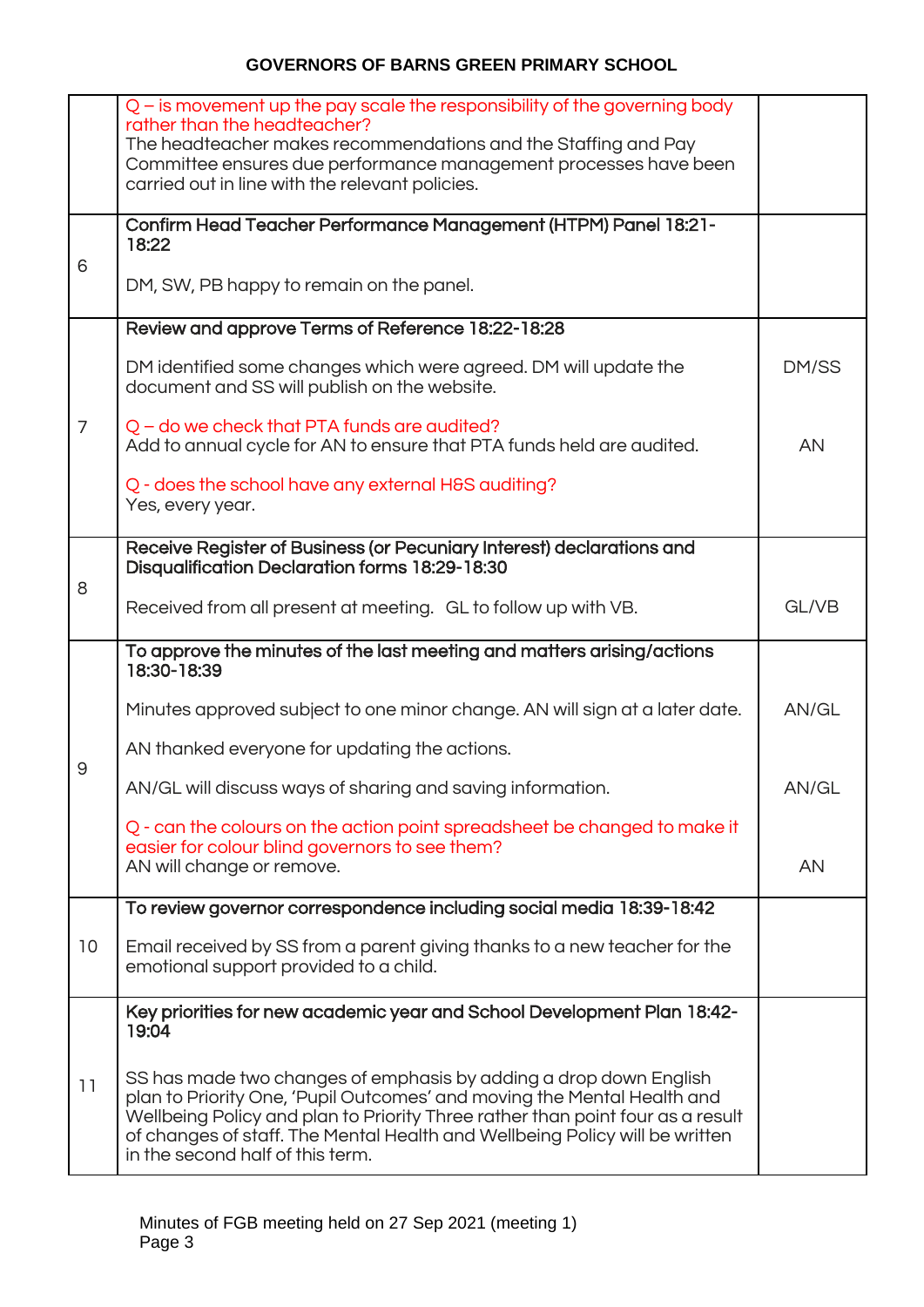| | | |
|---|---|---|
| | Q – is movement up the pay scale the responsibility of the governing body rather than the headteacher?<br>The headteacher makes recommendations and the Staffing and Pay Committee ensures due performance management processes have been carried out in line with the relevant policies. | |
| 6 | **Confirm Head Teacher Performance Management (HTPM) Panel 18:21-18:22**<br><br>DM, SW, PB happy to remain on the panel. | |
| 7 | **Review and approve Terms of Reference 18:22-18:28**<br><br>DM identified some changes which were agreed. DM will update the document and SS will publish on the website.<br><br>Q – do we check that PTA funds are audited?<br>Add to annual cycle for AN to ensure that PTA funds held are audited.<br><br>Q - does the school have any external H&S auditing?<br>Yes, every year. | DM/SS<br><br><br>AN |
| 8 | **Receive Register of Business (or Pecuniary Interest) declarations and Disqualification Declaration forms 18:29-18:30**<br><br>Received from all present at meeting. GL to follow up with VB. | GL/VB |
| 9 | **To approve the minutes of the last meeting and matters arising/actions 18:30-18:39**<br><br>Minutes approved subject to one minor change. AN will sign at a later date.<br><br>AN thanked everyone for updating the actions.<br><br>AN/GL will discuss ways of sharing and saving information.<br><br>Q - can the colours on the action point spreadsheet be changed to make it easier for colour blind governors to see them?<br>AN will change or remove. | AN/GL<br><br><br>AN/GL<br><br><br>AN |
| 10 | **To review governor correspondence including social media 18:39-18:42**<br><br>Email received by SS from a parent giving thanks to a new teacher for the emotional support provided to a child. | |
| 11 | **Key priorities for new academic year and School Development Plan 18:42-19:04**<br><br>SS has made two changes of emphasis by adding a drop down English plan to Priority One, 'Pupil Outcomes' and moving the Mental Health and Wellbeing Policy and plan to Priority Three rather than point four as a result of changes of staff. The Mental Health and Wellbeing Policy will be written in the second half of this term. | |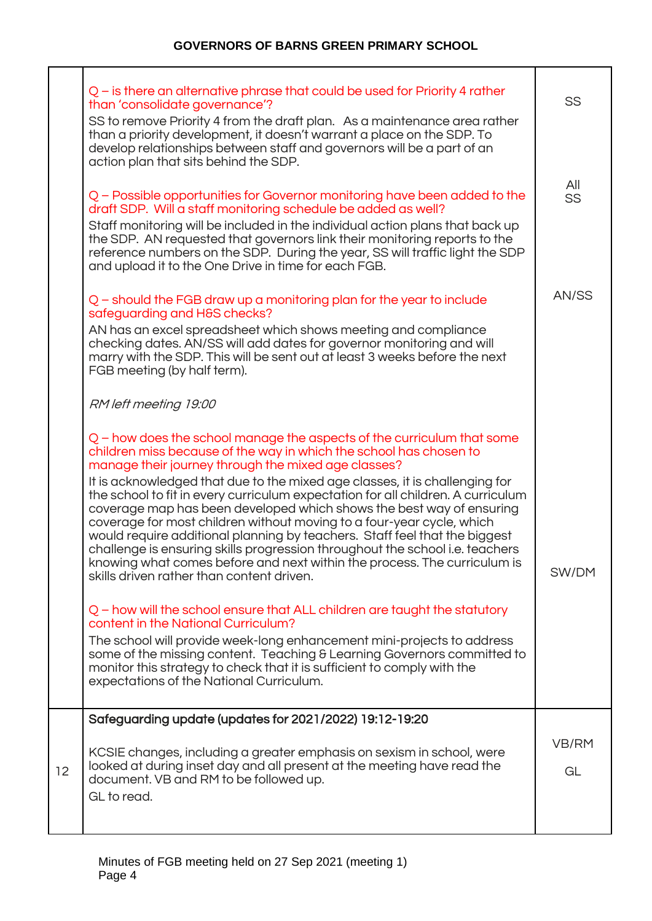| | | |
|---|---|---|
| | Q – is there an alternative phrase that could be used for Priority 4 rather than 'consolidate governance'?<br>SS to remove Priority 4 from the draft plan. As a maintenance area rather than a priority development, it doesn't warrant a place on the SDP. To develop relationships between staff and governors will be a part of an action plan that sits behind the SDP.<br><br>Q – Possible opportunities for Governor monitoring have been added to the draft SDP. Will a staff monitoring schedule be added as well?<br>Staff monitoring will be included in the individual action plans that back up the SDP. AN requested that governors link their monitoring reports to the reference numbers on the SDP. During the year, SS will traffic light the SDP and upload it to the One Drive in time for each FGB.<br><br>Q – should the FGB draw up a monitoring plan for the year to include safeguarding and H&S checks?<br>AN has an excel spreadsheet which shows meeting and compliance checking dates. AN/SS will add dates for governor monitoring and will marry with the SDP. This will be sent out at least 3 weeks before the next FGB meeting (by half term).<br><br>*RM left meeting 19:00*<br><br>Q – how does the school manage the aspects of the curriculum that some children miss because of the way in which the school has chosen to manage their journey through the mixed age classes?<br>It is acknowledged that due to the mixed age classes, it is challenging for the school to fit in every curriculum expectation for all children. A curriculum coverage map has been developed which shows the best way of ensuring coverage for most children without moving to a four-year cycle, which would require additional planning by teachers. Staff feel that the biggest challenge is ensuring skills progression throughout the school i.e. teachers knowing what comes before and next within the process. The curriculum is skills driven rather than content driven.<br><br>Q – how will the school ensure that ALL children are taught the statutory content in the National Curriculum?<br>The school will provide week-long enhancement mini-projects to address some of the missing content. Teaching & Learning Governors committed to monitor this strategy to check that it is sufficient to comply with the expectations of the National Curriculum. | SS<br><br>All<br>SS<br><br>AN/SS<br><br>SW/DM |
| 12 | **Safeguarding update (updates for 2021/2022) 19:12-19:20**<br><br>KCSIE changes, including a greater emphasis on sexism in school, were looked at during inset day and all present at the meeting have read the document. VB and RM to be followed up.<br>GL to read. | VB/RM<br><br>GL |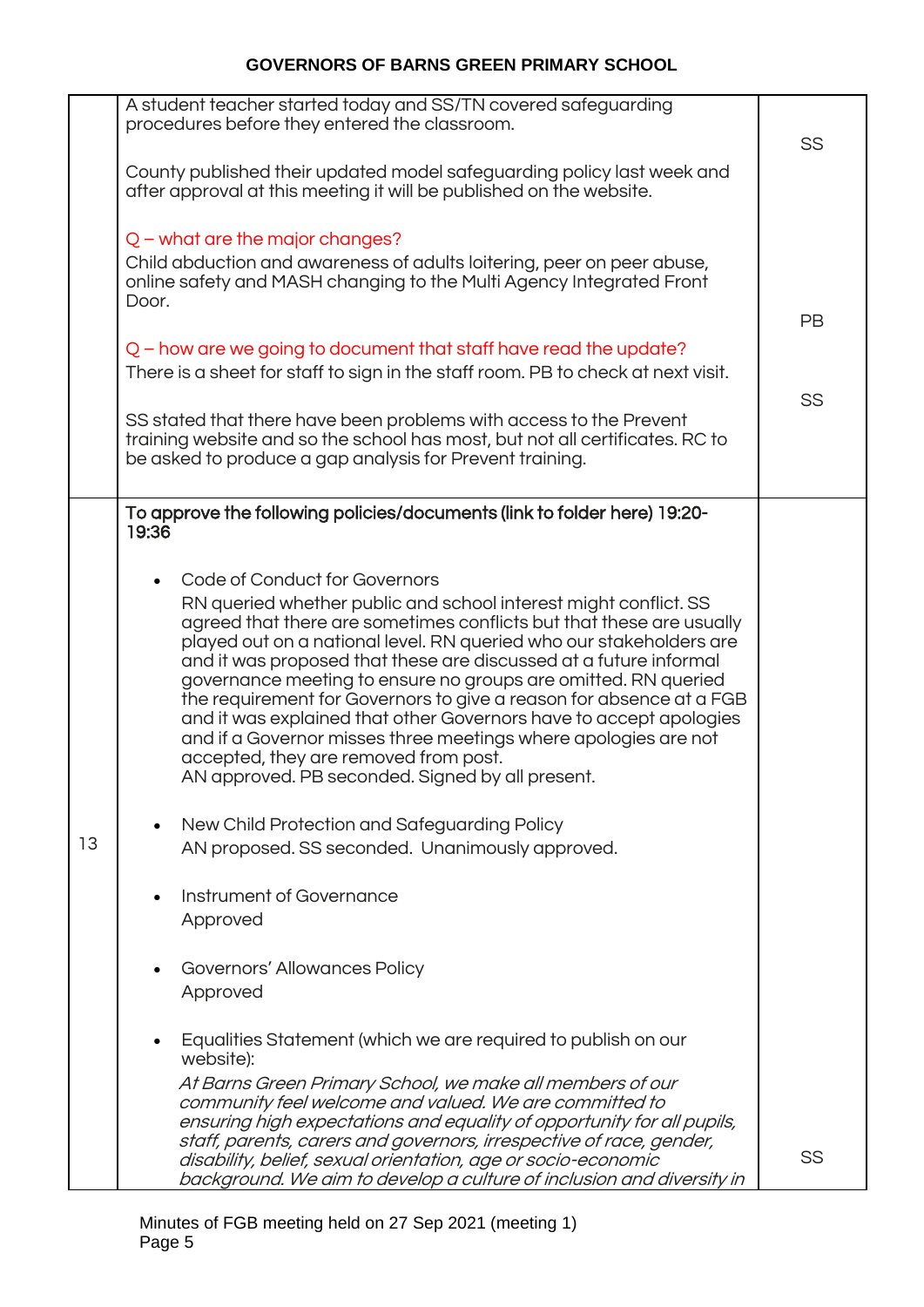| | | |
|---|---|---|
| | A student teacher started today and SS/TN covered safeguarding procedures before they entered the classroom.<br><br>County published their updated model safeguarding policy last week and after approval at this meeting it will be published on the website.<br><br>Q – what are the major changes?<br>Child abduction and awareness of adults loitering, peer on peer abuse, online safety and MASH changing to the Multi Agency Integrated Front Door.<br><br>Q – how are we going to document that staff have read the update?<br>There is a sheet for staff to sign in the staff room. PB to check at next visit.<br><br>SS stated that there have been problems with access to the Prevent training website and so the school has most, but not all certificates. RC to be asked to produce a gap analysis for Prevent training. | SS<br><br><br><br><br>PB<br><br><br>SS |
| 13 | **To approve the following policies/documents (link to folder here) 19:20-19:36**<br><br>• Code of Conduct for Governors<br>RN queried whether public and school interest might conflict. SS agreed that there are sometimes conflicts but that these are usually played out on a national level. RN queried who our stakeholders are and it was proposed that these are discussed at a future informal governance meeting to ensure no groups are omitted. RN queried the requirement for Governors to give a reason for absence at a FGB and it was explained that other Governors have to accept apologies and if a Governor misses three meetings where apologies are not accepted, they are removed from post.<br>AN approved. PB seconded. Signed by all present.<br><br>• New Child Protection and Safeguarding Policy<br>AN proposed. SS seconded. Unanimously approved.<br><br>• Instrument of Governance<br>Approved<br><br>• Governors' Allowances Policy<br>Approved<br><br>• Equalities Statement (which we are required to publish on our website):<br>*At Barns Green Primary School, we make all members of our community feel welcome and valued. We are committed to ensuring high expectations and equality of opportunity for all pupils, staff, parents, carers and governors, irrespective of race, gender, disability, belief, sexual orientation, age or socio-economic background. We aim to develop a culture of inclusion and diversity in* | <br><br><br><br><br><br><br><br><br><br><br><br><br><br><br><br><br><br><br><br><br><br><br>SS |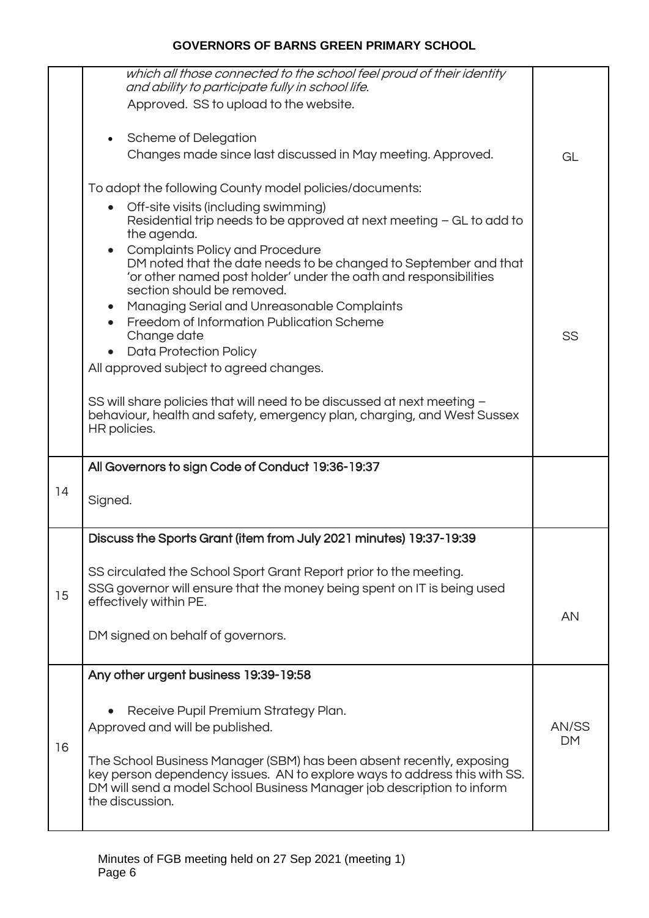| | | |
|---|---|---|
| | *which all those connected to the school feel proud of their identity and ability to participate fully in school life.*<br>Approved. SS to upload to the website.<br><br>• Scheme of Delegation<br>Changes made since last discussed in May meeting. Approved.<br><br>To adopt the following County model policies/documents:<br>• Off-site visits (including swimming)<br>Residential trip needs to be approved at next meeting – GL to add to the agenda.<br>• Complaints Policy and Procedure<br>DM noted that the date needs to be changed to September and that 'or other named post holder' under the oath and responsibilities section should be removed.<br>• Managing Serial and Unreasonable Complaints<br>• Freedom of Information Publication Scheme<br>Change date<br>• Data Protection Policy<br>All approved subject to agreed changes.<br><br>SS will share policies that will need to be discussed at next meeting – behaviour, health and safety, emergency plan, charging, and West Sussex HR policies. | GL<br><br>SS |
| 14 | **All Governors to sign Code of Conduct 19:36-19:37**<br><br>Signed. | |
| 15 | **Discuss the Sports Grant (item from July 2021 minutes) 19:37-19:39**<br><br>SS circulated the School Sport Grant Report prior to the meeting.<br>SSG governor will ensure that the money being spent on IT is being used effectively within PE.<br><br>DM signed on behalf of governors. | AN |
| 16 | **Any other urgent business 19:39-19:58**<br><br>• Receive Pupil Premium Strategy Plan.<br>Approved and will be published.<br><br>The School Business Manager (SBM) has been absent recently, exposing key person dependency issues. AN to explore ways to address this with SS. DM will send a model School Business Manager job description to inform the discussion. | AN/SS<br>DM |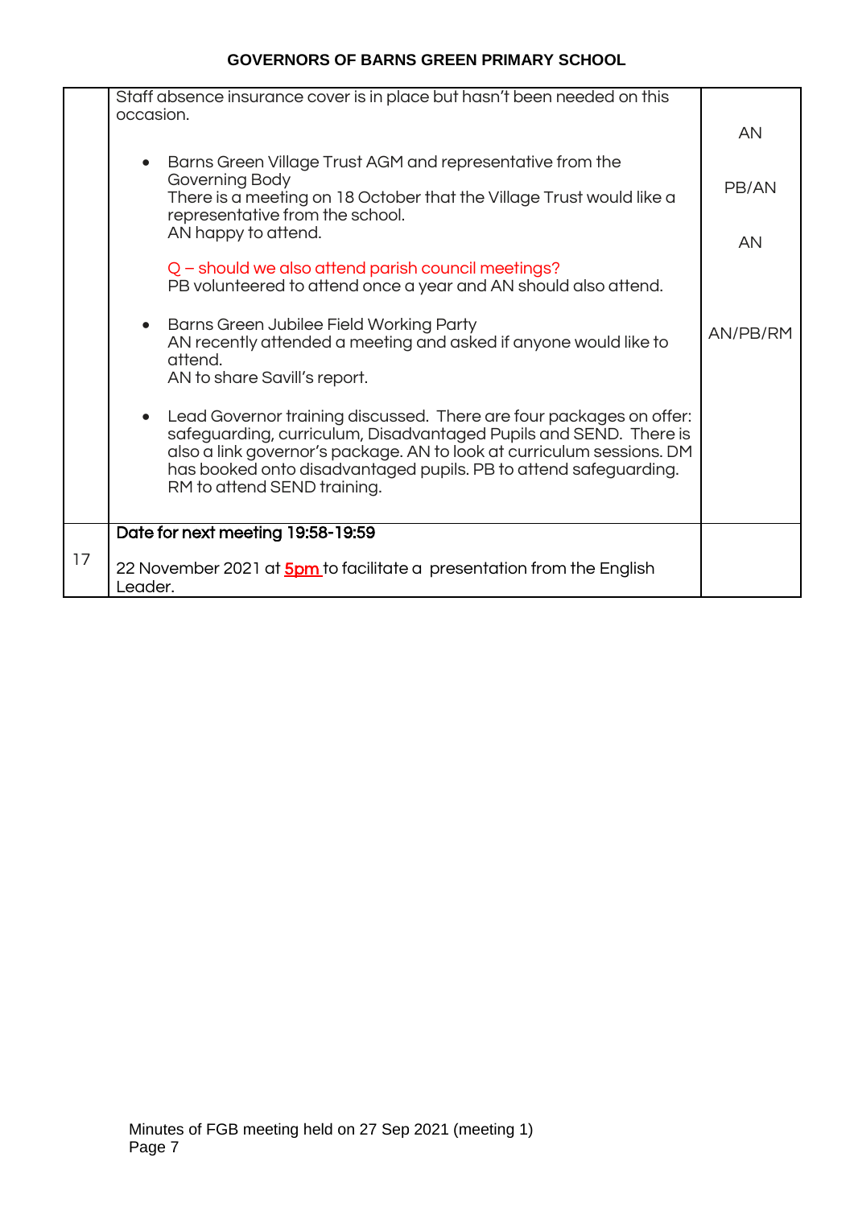| | | |
|---|---|---|
| | Staff absence insurance cover is in place but hasn't been needed on this occasion.<br><br>• Barns Green Village Trust AGM and representative from the Governing Body<br>There is a meeting on 18 October that the Village Trust would like a representative from the school.<br>AN happy to attend.<br><br>Q – should we also attend parish council meetings?<br>PB volunteered to attend once a year and AN should also attend.<br><br>• Barns Green Jubilee Field Working Party<br>AN recently attended a meeting and asked if anyone would like to attend.<br>AN to share Savill's report.<br><br>• Lead Governor training discussed. There are four packages on offer: safeguarding, curriculum, Disadvantaged Pupils and SEND. There is also a link governor's package. AN to look at curriculum sessions. DM has booked onto disadvantaged pupils. PB to attend safeguarding. RM to attend SEND training. | AN<br><br>PB/AN<br><br>AN<br><br>AN/PB/RM |
| 17 | Date for next meeting 19:58-19:59<br><br>22 November 2021 at **5pm** to facilitate a presentation from the English Leader. | |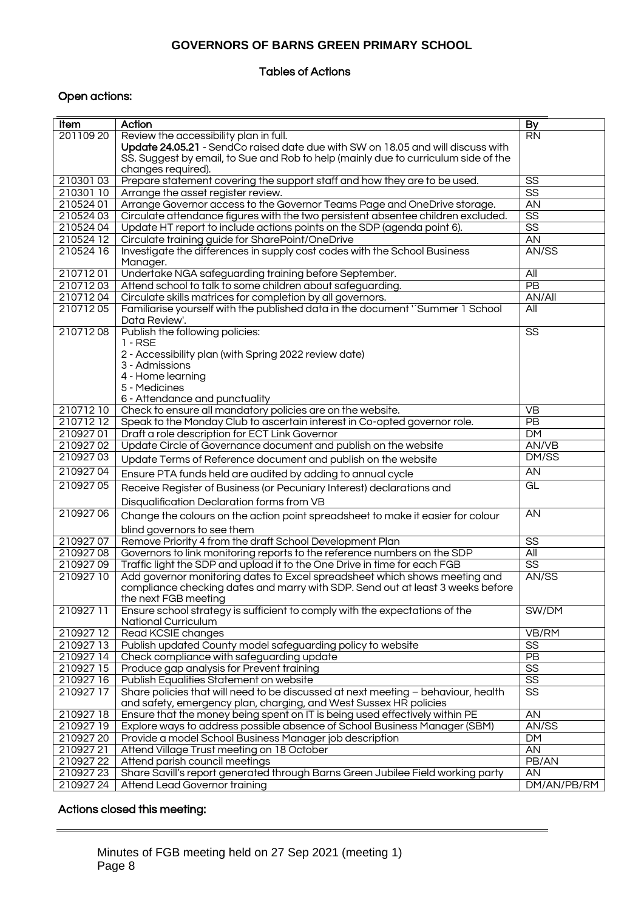## GOVERNORS OF BARNS GREEN PRIMARY SCHOOL

### Tables of Actions

### Open actions:

| Item | Action | By |
|---|---|---|
| 201109 20 | Review the accessibility plan in full.<br>**Update 24.05.21** - SendCo raised date due with SW on 18.05 and will discuss with SS. Suggest by email, to Sue and Rob to help (mainly due to curriculum side of the changes required). | RN |
| 210301 03 | Prepare statement covering the support staff and how they are to be used. | SS |
| 210301 10 | Arrange the asset register review. | SS |
| 210524 01 | Arrange Governor access to the Governor Teams Page and OneDrive storage. | AN |
| 210524 03 | Circulate attendance figures with the two persistent absentee children excluded. | SS |
| 210524 04 | Update HT report to include actions points on the SDP (agenda point 6). | SS |
| 210524 12 | Circulate training guide for SharePoint/OneDrive | AN |
| 210524 16 | Investigate the differences in supply cost codes with the School Business Manager. | AN/SS |
| 210712 01 | Undertake NGA safeguarding training before September. | All |
| 210712 03 | Attend school to talk to some children about safeguarding. | PB |
| 210712 04 | Circulate skills matrices for completion by all governors. | AN/All |
| 210712 05 | Familiarise yourself with the published data in the document '`Summer 1 School Data Review'. | All |
| 210712 08 | Publish the following policies:<br>1 - RSE<br>2 - Accessibility plan (with Spring 2022 review date)<br>3 - Admissions<br>4 - Home learning<br>5 - Medicines<br>6 - Attendance and punctuality | SS |
| 210712 10 | Check to ensure all mandatory policies are on the website. | VB |
| 210712 12 | Speak to the Monday Club to ascertain interest in Co-opted governor role. | PB |
| 210927 01 | Draft a role description for ECT Link Governor | DM |
| 210927 02 | Update Circle of Governance document and publish on the website | AN/VB |
| 210927 03 | Update Terms of Reference document and publish on the website | DM/SS |
| 210927 04 | Ensure PTA funds held are audited by adding to annual cycle | AN |
| 210927 05 | Receive Register of Business (or Pecuniary Interest) declarations and Disqualification Declaration forms from VB | GL |
| 210927 06 | Change the colours on the action point spreadsheet to make it easier for colour blind governors to see them | AN |
| 210927 07 | Remove Priority 4 from the draft School Development Plan | SS |
| 210927 08 | Governors to link monitoring reports to the reference numbers on the SDP | All |
| 210927 09 | Traffic light the SDP and upload it to the One Drive in time for each FGB | SS |
| 210927 10 | Add governor monitoring dates to Excel spreadsheet which shows meeting and compliance checking dates and marry with SDP. Send out at least 3 weeks before the next FGB meeting | AN/SS |
| 210927 11 | Ensure school strategy is sufficient to comply with the expectations of the National Curriculum | SW/DM |
| 210927 12 | Read KCSIE changes | VB/RM |
| 210927 13 | Publish updated County model safeguarding policy to website | SS |
| 210927 14 | Check compliance with safeguarding update | PB |
| 210927 15 | Produce gap analysis for Prevent training | SS |
| 210927 16 | Publish Equalities Statement on website | SS |
| 210927 17 | Share policies that will need to be discussed at next meeting – behaviour, health and safety, emergency plan, charging, and West Sussex HR policies | SS |
| 210927 18 | Ensure that the money being spent on IT is being used effectively within PE | AN |
| 210927 19 | Explore ways to address possible absence of School Business Manager (SBM) | AN/SS |
| 210927 20 | Provide a model School Business Manager job description | DM |
| 210927 21 | Attend Village Trust meeting on 18 October | AN |
| 210927 22 | Attend parish council meetings | PB/AN |
| 210927 23 | Share Savill's report generated through Barns Green Jubilee Field working party | AN |
| 210927 24 | Attend Lead Governor training | DM/AN/PB/RM |

### Actions closed this meeting: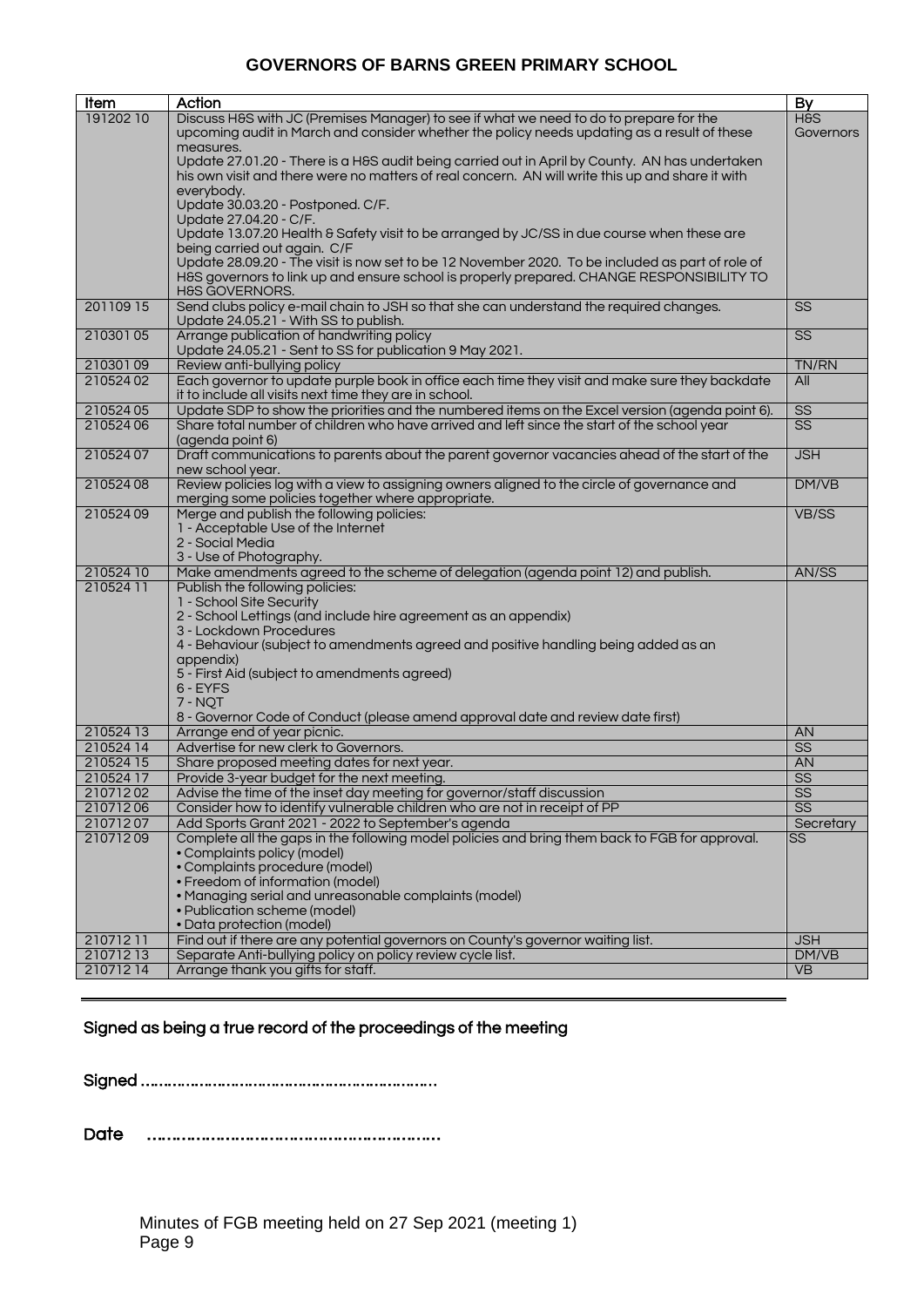# GOVERNORS OF BARNS GREEN PRIMARY SCHOOL

| Item | Action | By |
|---|---|---|
| 191202 10 | Discuss H&S with JC (Premises Manager) to see if what we need to do to prepare for the upcoming audit in March and consider whether the policy needs updating as a result of these measures.<br>Update 27.01.20 - There is a H&S audit being carried out in April by County. AN has undertaken his own visit and there were no matters of real concern. AN will write this up and share it with everybody.<br>Update 30.03.20 - Postponed. C/F.<br>Update 27.04.20 - C/F.<br>Update 13.07.20 Health & Safety visit to be arranged by JC/SS in due course when these are being carried out again. C/F<br>Update 28.09.20 - The visit is now set to be 12 November 2020. To be included as part of role of H&S governors to link up and ensure school is properly prepared. CHANGE RESPONSIBILITY TO H&S GOVERNORS. | H&S Governors |
| 201109 15 | Send clubs policy e-mail chain to JSH so that she can understand the required changes.<br>Update 24.05.21 - With SS to publish. | SS |
| 210301 05 | Arrange publication of handwriting policy<br>Update 24.05.21 - Sent to SS for publication 9 May 2021. | SS |
| 210301 09 | Review anti-bullying policy | TN/RN |
| 210524 02 | Each governor to update purple book in office each time they visit and make sure they backdate it to include all visits next time they are in school. | All |
| 210524 05 | Update SDP to show the priorities and the numbered items on the Excel version (agenda point 6). | SS |
| 210524 06 | Share total number of children who have arrived and left since the start of the school year (agenda point 6) | SS |
| 210524 07 | Draft communications to parents about the parent governor vacancies ahead of the start of the new school year. | JSH |
| 210524 08 | Review policies log with a view to assigning owners aligned to the circle of governance and merging some policies together where appropriate. | DM/VB |
| 210524 09 | Merge and publish the following policies:<br>1 - Acceptable Use of the Internet<br>2 - Social Media<br>3 - Use of Photography. | VB/SS |
| 210524 10 | Make amendments agreed to the scheme of delegation (agenda point 12) and publish. | AN/SS |
| 210524 11 | Publish the following policies:<br>1 - School Site Security<br>2 - School Lettings (and include hire agreement as an appendix)<br>3 - Lockdown Procedures<br>4 - Behaviour (subject to amendments agreed and positive handling being added as an appendix)<br>5 - First Aid (subject to amendments agreed)<br>6 - EYFS<br>7 - NQT<br>8 - Governor Code of Conduct (please amend approval date and review date first) | |
| 210524 13 | Arrange end of year picnic. | AN |
| 210524 14 | Advertise for new clerk to Governors. | SS |
| 210524 15 | Share proposed meeting dates for next year. | AN |
| 210524 17 | Provide 3-year budget for the next meeting. | SS |
| 210712 02 | Advise the time of the inset day meeting for governor/staff discussion | SS |
| 210712 06 | Consider how to identify vulnerable children who are not in receipt of PP | SS |
| 210712 07 | Add Sports Grant 2021 - 2022 to September's agenda | Secretary |
| 210712 09 | Complete all the gaps in the following model policies and bring them back to FGB for approval.<br>• Complaints policy (model)<br>• Complaints procedure (model)<br>• Freedom of information (model)<br>• Managing serial and unreasonable complaints (model)<br>• Publication scheme (model)<br>• Data protection (model) | SS |
| 210712 11 | Find out if there are any potential governors on County's governor waiting list. | JSH |
| 210712 13 | Separate Anti-bullying policy on policy review cycle list. | DM/VB |
| 210712 14 | Arrange thank you gifts for staff. | VB |

Signed as being a true record of the proceedings of the meeting

Signed ………………………………………………………..

Date ……………………………………………………

Minutes of FGB meeting held on 27 Sep 2021 (meeting 1)